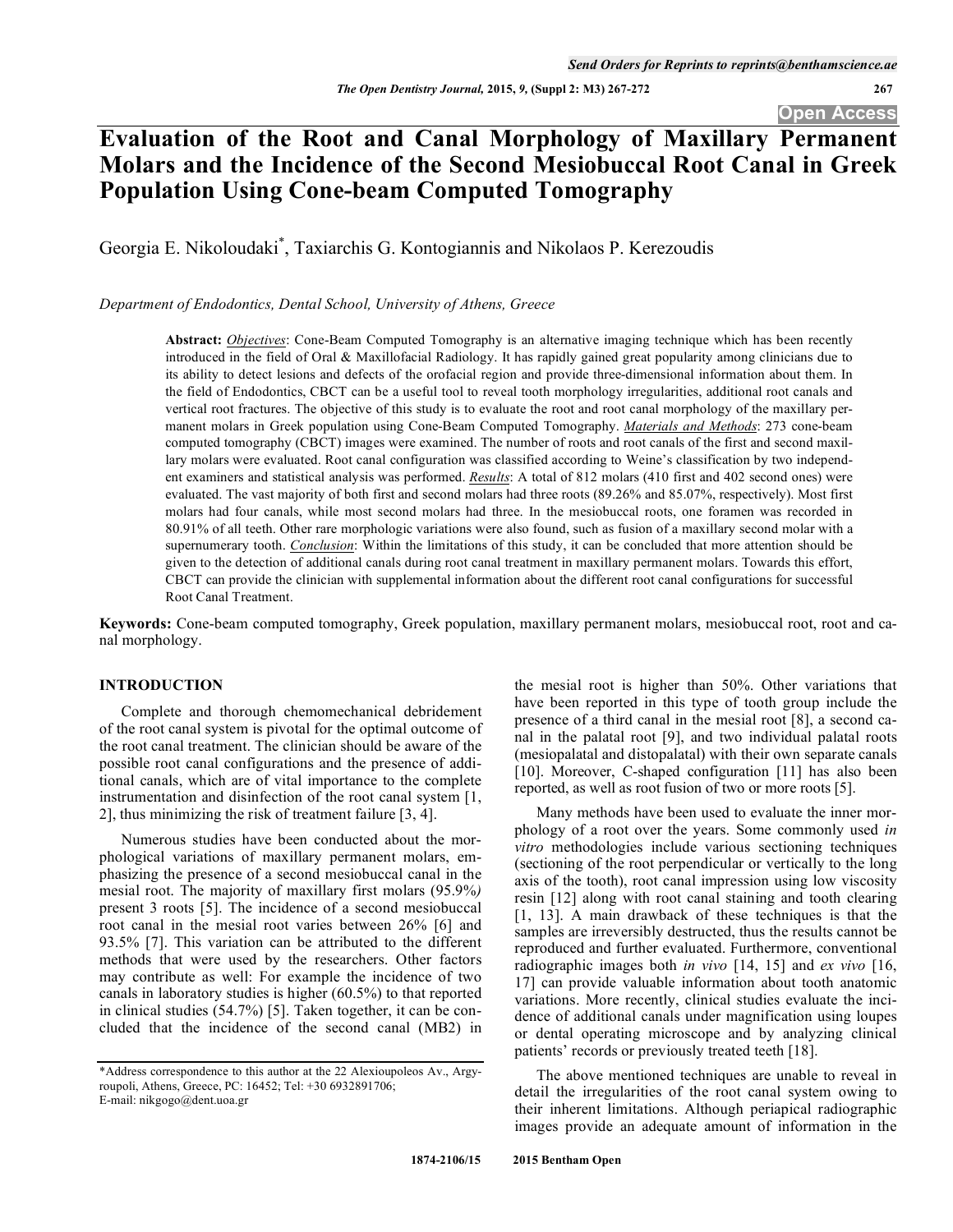# Evaluation of the Root and Canal Morphology of Maxillary Permanent Molars and the Incidence of the Second Mesiobuccal Root Canal in Greek Population Using Cone-beam Computed Tomography

Georgia E. Nikoloudaki[*], Taxiarchis G. Kontogiannis and Nikolaos P. Kerezoudis

*Department of Endodontics, Dental School, University of Athens, Greece*

**Abstract:** ***Objectives***: Cone-Beam Computed Tomography is an alternative imaging technique which has been recently introduced in the field of Oral & Maxillofacial Radiology. It has rapidly gained great popularity among clinicians due to its ability to detect lesions and defects of the orofacial region and provide three-dimensional information about them. In the field of Endodontics, CBCT can be a useful tool to reveal tooth morphology irregularities, additional root canals and vertical root fractures. The objective of this study is to evaluate the root and root canal morphology of the maxillary permanent molars in Greek population using Cone-Beam Computed Tomography. ***Materials and Methods***: 273 cone-beam computed tomography (CBCT) images were examined. The number of roots and root canals of the first and second maxillary molars were evaluated. Root canal configuration was classified according to Weine's classification by two independent examiners and statistical analysis was performed. ***Results***: A total of 812 molars (410 first and 402 second ones) were evaluated. The vast majority of both first and second molars had three roots (89.26% and 85.07%, respectively). Most first molars had four canals, while most second molars had three. In the mesiobuccal roots, one foramen was recorded in 80.91% of all teeth. Other rare morphologic variations were also found, such as fusion of a maxillary second molar with a supernumerary tooth. ***Conclusion***: Within the limitations of this study, it can be concluded that more attention should be given to the detection of additional canals during root canal treatment in maxillary permanent molars. Towards this effort, CBCT can provide the clinician with supplemental information about the different root canal configurations for successful Root Canal Treatment.

**Keywords:** Cone-beam computed tomography, Greek population, maxillary permanent molars, mesiobuccal root, root and canal morphology.

## INTRODUCTION

Complete and thorough chemomechanical debridement of the root canal system is pivotal for the optimal outcome of the root canal treatment. The clinician should be aware of the possible root canal configurations and the presence of additional canals, which are of vital importance to the complete instrumentation and disinfection of the root canal system [1, 2], thus minimizing the risk of treatment failure [3, 4].

Numerous studies have been conducted about the morphological variations of maxillary permanent molars, emphasizing the presence of a second mesiobuccal canal in the mesial root. The majority of maxillary first molars (95.9%*)* present 3 roots [5]. The incidence of a second mesiobuccal root canal in the mesial root varies between 26% [6] and 93.5% [7]. This variation can be attributed to the different methods that were used by the researchers. Other factors may contribute as well: For example the incidence of two canals in laboratory studies is higher (60.5%) to that reported in clinical studies (54.7%) [5]. Taken together, it can be concluded that the incidence of the second canal (MB2) in the mesial root is higher than 50%. Other variations that have been reported in this type of tooth group include the presence of a third canal in the mesial root [8], a second canal in the palatal root [9], and two individual palatal roots (mesiopalatal and distopalatal) with their own separate canals [10]. Moreover, C-shaped configuration [11] has also been reported, as well as root fusion of two or more roots [5].

Many methods have been used to evaluate the inner morphology of a root over the years. Some commonly used *in vitro* methodologies include various sectioning techniques (sectioning of the root perpendicular or vertically to the long axis of the tooth), root canal impression using low viscosity resin [12] along with root canal staining and tooth clearing [1, 13]. A main drawback of these techniques is that the samples are irreversibly destructed, thus the results cannot be reproduced and further evaluated. Furthermore, conventional radiographic images both *in vivo* [14, 15] and *ex vivo* [16, 17] can provide valuable information about tooth anatomic variations. More recently, clinical studies evaluate the incidence of additional canals under magnification using loupes or dental operating microscope and by analyzing clinical patients' records or previously treated teeth [18].

The above mentioned techniques are unable to reveal in detail the irregularities of the root canal system owing to their inherent limitations. Although periapical radiographic images provide an adequate amount of information in the

*Address correspondence to this author at the 22 Alexioupoleos Av., Argyroupoli, Athens, Greece, PC: 16452; Tel: +30 6932891706; E-mail: nikgogo@dent.uoa.gr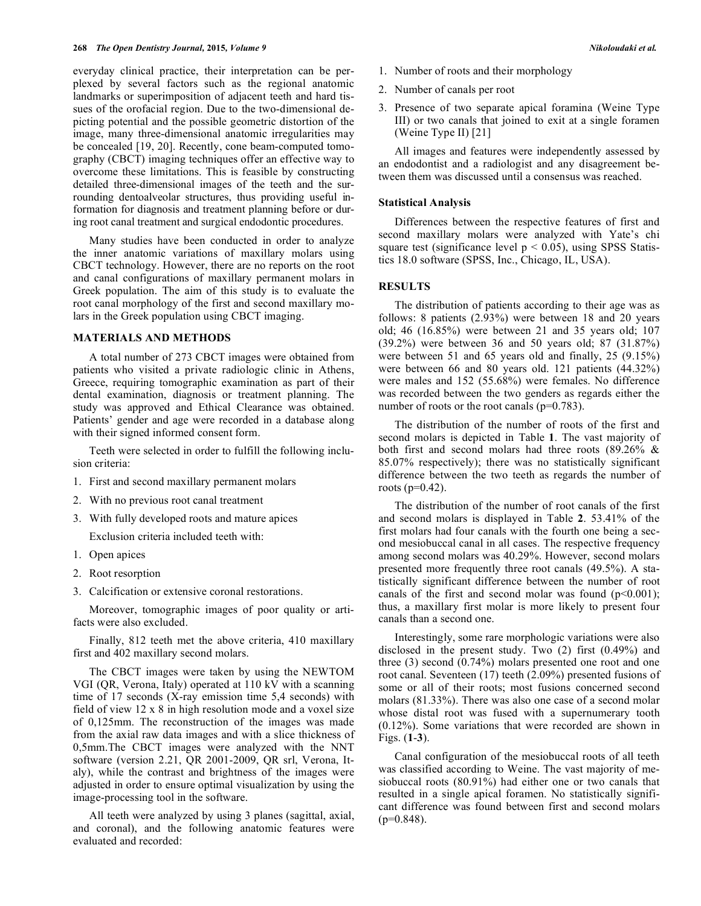everyday clinical practice, their interpretation can be perplexed by several factors such as the regional anatomic landmarks or superimposition of adjacent teeth and hard tissues of the orofacial region. Due to the two-dimensional depicting potential and the possible geometric distortion of the image, many three-dimensional anatomic irregularities may be concealed [19, 20]. Recently, cone beam-computed tomography (CBCT) imaging techniques offer an effective way to overcome these limitations. This is feasible by constructing detailed three-dimensional images of the teeth and the surrounding dentoalveolar structures, thus providing useful information for diagnosis and treatment planning before or during root canal treatment and surgical endodontic procedures.

Many studies have been conducted in order to analyze the inner anatomic variations of maxillary molars using CBCT technology. However, there are no reports on the root and canal configurations of maxillary permanent molars in Greek population. The aim of this study is to evaluate the root canal morphology of the first and second maxillary molars in the Greek population using CBCT imaging.

## MATERIALS AND METHODS

A total number of 273 CBCT images were obtained from patients who visited a private radiologic clinic in Athens, Greece, requiring tomographic examination as part of their dental examination, diagnosis or treatment planning. The study was approved and Ethical Clearance was obtained. Patients' gender and age were recorded in a database along with their signed informed consent form.

Teeth were selected in order to fulfill the following inclusion criteria:

1. First and second maxillary permanent molars
2. With no previous root canal treatment
3. With fully developed roots and mature apices

Exclusion criteria included teeth with:

1. Open apices
2. Root resorption
3. Calcification or extensive coronal restorations.

Moreover, tomographic images of poor quality or artifacts were also excluded.

Finally, 812 teeth met the above criteria, 410 maxillary first and 402 maxillary second molars.

The CBCT images were taken by using the NEWTOM VGI (QR, Verona, Italy) operated at 110 kV with a scanning time of 17 seconds (X-ray emission time 5,4 seconds) with field of view 12 x 8 in high resolution mode and a voxel size of 0,125mm. The reconstruction of the images was made from the axial raw data images and with a slice thickness of 0,5mm.The CBCT images were analyzed with the NNT software (version 2.21, QR 2001-2009, QR srl, Verona, Italy), while the contrast and brightness of the images were adjusted in order to ensure optimal visualization by using the image-processing tool in the software.

All teeth were analyzed by using 3 planes (sagittal, axial, and coronal), and the following anatomic features were evaluated and recorded:

1. Number of roots and their morphology
2. Number of canals per root
3. Presence of two separate apical foramina (Weine Type III) or two canals that joined to exit at a single foramen (Weine Type II) [21]

All images and features were independently assessed by an endodontist and a radiologist and any disagreement between them was discussed until a consensus was reached.

### Statistical Analysis

Differences between the respective features of first and second maxillary molars were analyzed with Yate's chi square test (significance level $p < 0.05$), using SPSS Statistics 18.0 software (SPSS, Inc., Chicago, IL, USA).

## RESULTS

The distribution of patients according to their age was as follows: 8 patients (2.93%) were between 18 and 20 years old; 46 (16.85%) were between 21 and 35 years old; 107 (39.2%) were between 36 and 50 years old; 87 (31.87%) were between 51 and 65 years old and finally, 25 (9.15%) were between 66 and 80 years old. 121 patients (44.32%) were males and 152 (55.68%) were females. No difference was recorded between the two genders as regards either the number of roots or the root canals ($p=0.783$).

The distribution of the number of roots of the first and second molars is depicted in Table **1**. The vast majority of both first and second molars had three roots (89.26% & 85.07% respectively); there was no statistically significant difference between the two teeth as regards the number of roots ($p=0.42$).

The distribution of the number of root canals of the first and second molars is displayed in Table **2**. 53.41% of the first molars had four canals with the fourth one being a second mesiobuccal canal in all cases. The respective frequency among second molars was 40.29%. However, second molars presented more frequently three root canals (49.5%). A statistically significant difference between the number of root canals of the first and second molar was found ($p<0.001$); thus, a maxillary first molar is more likely to present four canals than a second one.

Interestingly, some rare morphologic variations were also disclosed in the present study. Two (2) first (0.49%) and three (3) second (0.74%) molars presented one root and one root canal. Seventeen (17) teeth (2.09%) presented fusions of some or all of their roots; most fusions concerned second molars (81.33%). There was also one case of a second molar whose distal root was fused with a supernumerary tooth (0.12%). Some variations that were recorded are shown in Figs. (**1**-**3**).

Canal configuration of the mesiobuccal roots of all teeth was classified according to Weine. The vast majority of mesiobuccal roots (80.91%) had either one or two canals that resulted in a single apical foramen. No statistically significant difference was found between first and second molars ($p=0.848$).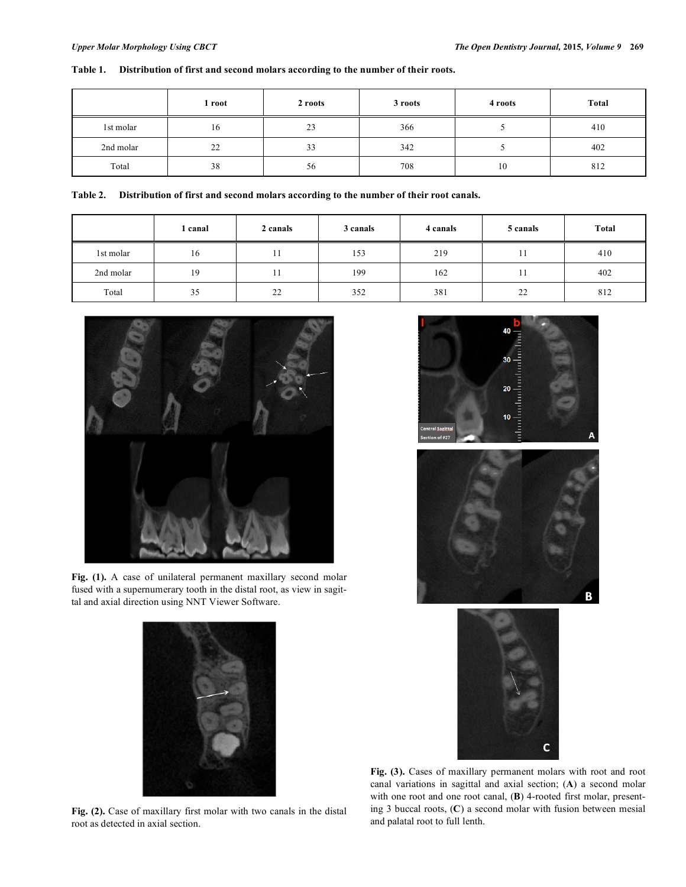**Table 1. Distribution of first and second molars according to the number of their roots.**

| | 1 root | 2 roots | 3 roots | 4 roots | Total |
|---|---|---|---|---|---|
| 1st molar | 16 | 23 | 366 | 5 | 410 |
| 2nd molar | 22 | 33 | 342 | 5 | 402 |
| Total | 38 | 56 | 708 | 10 | 812 |

**Table 2. Distribution of first and second molars according to the number of their root canals.**

| | 1 canal | 2 canals | 3 canals | 4 canals | 5 canals | Total |
|---|---|---|---|---|---|---|
| 1st molar | 16 | 11 | 153 | 219 | 11 | 410 |
| 2nd molar | 19 | 11 | 199 | 162 | 11 | 402 |
| Total | 35 | 22 | 352 | 381 | 22 | 812 |

**Fig. (1).** A case of unilateral permanent maxillary second molar fused with a supernumerary tooth in the distal root, as view in sagittal and axial direction using NNT Viewer Software.

**Fig. (2).** Case of maxillary first molar with two canals in the distal root as detected in axial section.

**Fig. (3).** Cases of maxillary permanent molars with root and root canal variations in sagittal and axial section; (**A**) a second molar with one root and one root canal, (**B**) 4-rooted first molar, presenting 3 buccal roots, (**C**) a second molar with fusion between mesial and palatal root to full lenth.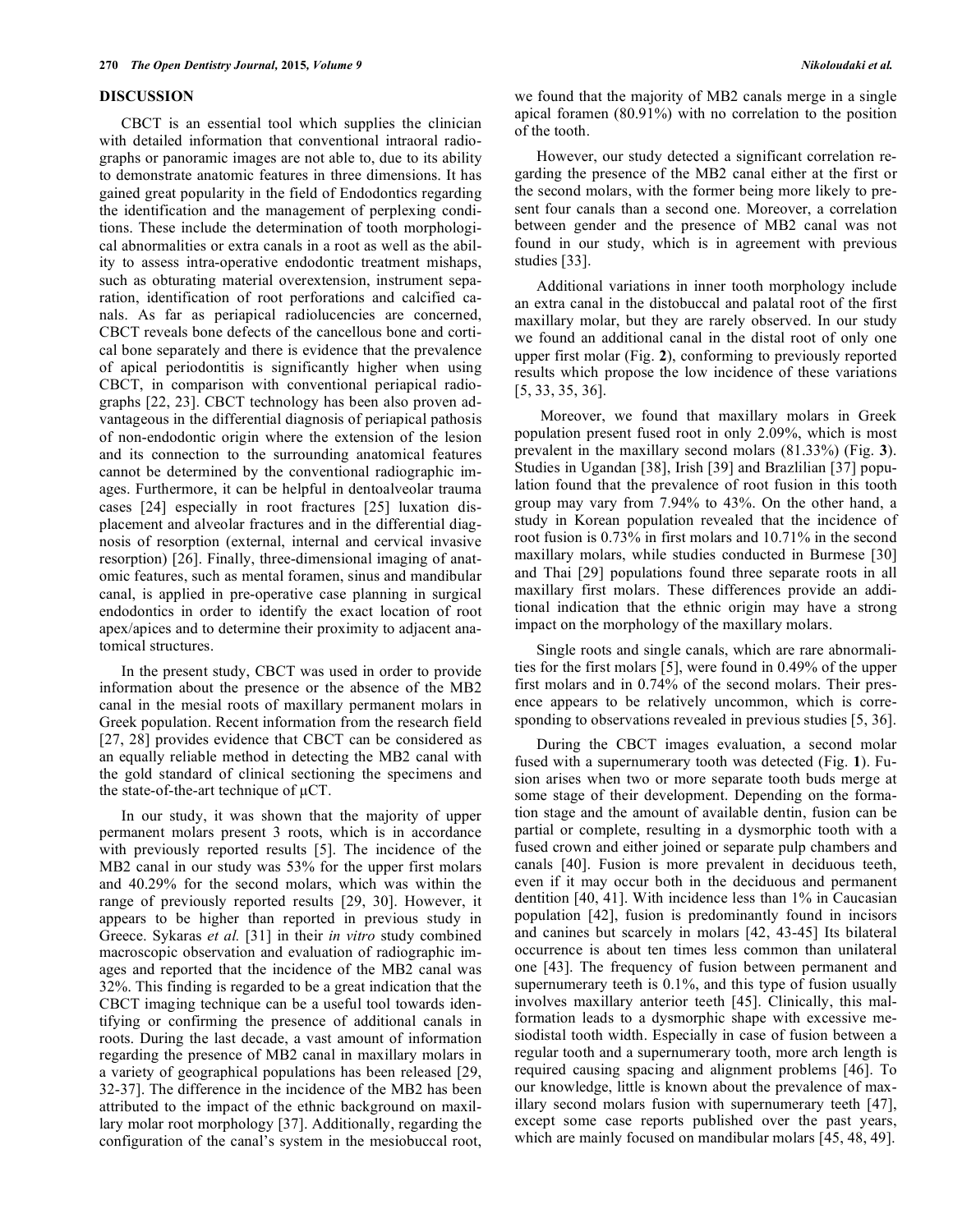## DISCUSSION

CBCT is an essential tool which supplies the clinician with detailed information that conventional intraoral radiographs or panoramic images are not able to, due to its ability to demonstrate anatomic features in three dimensions. It has gained great popularity in the field of Endodontics regarding the identification and the management of perplexing conditions. These include the determination of tooth morphological abnormalities or extra canals in a root as well as the ability to assess intra-operative endodontic treatment mishaps, such as obturating material overextension, instrument separation, identification of root perforations and calcified canals. As far as periapical radiolucencies are concerned, CBCT reveals bone defects of the cancellous bone and cortical bone separately and there is evidence that the prevalence of apical periodontitis is significantly higher when using CBCT, in comparison with conventional periapical radiographs [22, 23]. CBCT technology has been also proven advantageous in the differential diagnosis of periapical pathosis of non-endodontic origin where the extension of the lesion and its connection to the surrounding anatomical features cannot be determined by the conventional radiographic images. Furthermore, it can be helpful in dentoalveolar trauma cases [24] especially in root fractures [25] luxation displacement and alveolar fractures and in the differential diagnosis of resorption (external, internal and cervical invasive resorption) [26]. Finally, three-dimensional imaging of anatomic features, such as mental foramen, sinus and mandibular canal, is applied in pre-operative case planning in surgical endodontics in order to identify the exact location of root apex/apices and to determine their proximity to adjacent anatomical structures.

In the present study, CBCT was used in order to provide information about the presence or the absence of the MB2 canal in the mesial roots of maxillary permanent molars in Greek population. Recent information from the research field [27, 28] provides evidence that CBCT can be considered as an equally reliable method in detecting the MB2 canal with the gold standard of clinical sectioning the specimens and the state-of-the-art technique of μCT.

In our study, it was shown that the majority of upper permanent molars present 3 roots, which is in accordance with previously reported results [5]. The incidence of the MB2 canal in our study was 53% for the upper first molars and 40.29% for the second molars, which was within the range of previously reported results [29, 30]. However, it appears to be higher than reported in previous study in Greece. Sykaras *et al.* [31] in their *in vitro* study combined macroscopic observation and evaluation of radiographic images and reported that the incidence of the MB2 canal was 32%. This finding is regarded to be a great indication that the CBCT imaging technique can be a useful tool towards identifying or confirming the presence of additional canals in roots. During the last decade, a vast amount of information regarding the presence of MB2 canal in maxillary molars in a variety of geographical populations has been released [29, 32-37]. The difference in the incidence of the MB2 has been attributed to the impact of the ethnic background on maxillary molar root morphology [37]. Additionally, regarding the configuration of the canal's system in the mesiobuccal root, we found that the majority of MB2 canals merge in a single apical foramen (80.91%) with no correlation to the position of the tooth.

However, our study detected a significant correlation regarding the presence of the MB2 canal either at the first or the second molars, with the former being more likely to present four canals than a second one. Moreover, a correlation between gender and the presence of MB2 canal was not found in our study, which is in agreement with previous studies [33].

Additional variations in inner tooth morphology include an extra canal in the distobuccal and palatal root of the first maxillary molar, but they are rarely observed. In our study we found an additional canal in the distal root of only one upper first molar (Fig. **2**), conforming to previously reported results which propose the low incidence of these variations [5, 33, 35, 36].

Moreover, we found that maxillary molars in Greek population present fused root in only 2.09%, which is most prevalent in the maxillary second molars (81.33%) (Fig. **3**). Studies in Ugandan [38], Irish [39] and Brazlilian [37] population found that the prevalence of root fusion in this tooth group may vary from 7.94% to 43%. On the other hand, a study in Korean population revealed that the incidence of root fusion is 0.73% in first molars and 10.71% in the second maxillary molars, while studies conducted in Burmese [30] and Thai [29] populations found three separate roots in all maxillary first molars. These differences provide an additional indication that the ethnic origin may have a strong impact on the morphology of the maxillary molars.

Single roots and single canals, which are rare abnormalities for the first molars [5], were found in 0.49% of the upper first molars and in 0.74% of the second molars. Their presence appears to be relatively uncommon, which is corresponding to observations revealed in previous studies [5, 36].

During the CBCT images evaluation, a second molar fused with a supernumerary tooth was detected (Fig. **1**). Fusion arises when two or more separate tooth buds merge at some stage of their development. Depending on the formation stage and the amount of available dentin, fusion can be partial or complete, resulting in a dysmorphic tooth with a fused crown and either joined or separate pulp chambers and canals [40]. Fusion is more prevalent in deciduous teeth, even if it may occur both in the deciduous and permanent dentition [40, 41]. With incidence less than 1% in Caucasian population [42], fusion is predominantly found in incisors and canines but scarcely in molars [42, 43-45] Its bilateral occurrence is about ten times less common than unilateral one [43]. The frequency of fusion between permanent and supernumerary teeth is 0.1%, and this type of fusion usually involves maxillary anterior teeth [45]. Clinically, this malformation leads to a dysmorphic shape with excessive mesiodistal tooth width. Especially in case of fusion between a regular tooth and a supernumerary tooth, more arch length is required causing spacing and alignment problems [46]. To our knowledge, little is known about the prevalence of maxillary second molars fusion with supernumerary teeth [47], except some case reports published over the past years, which are mainly focused on mandibular molars [45, 48, 49].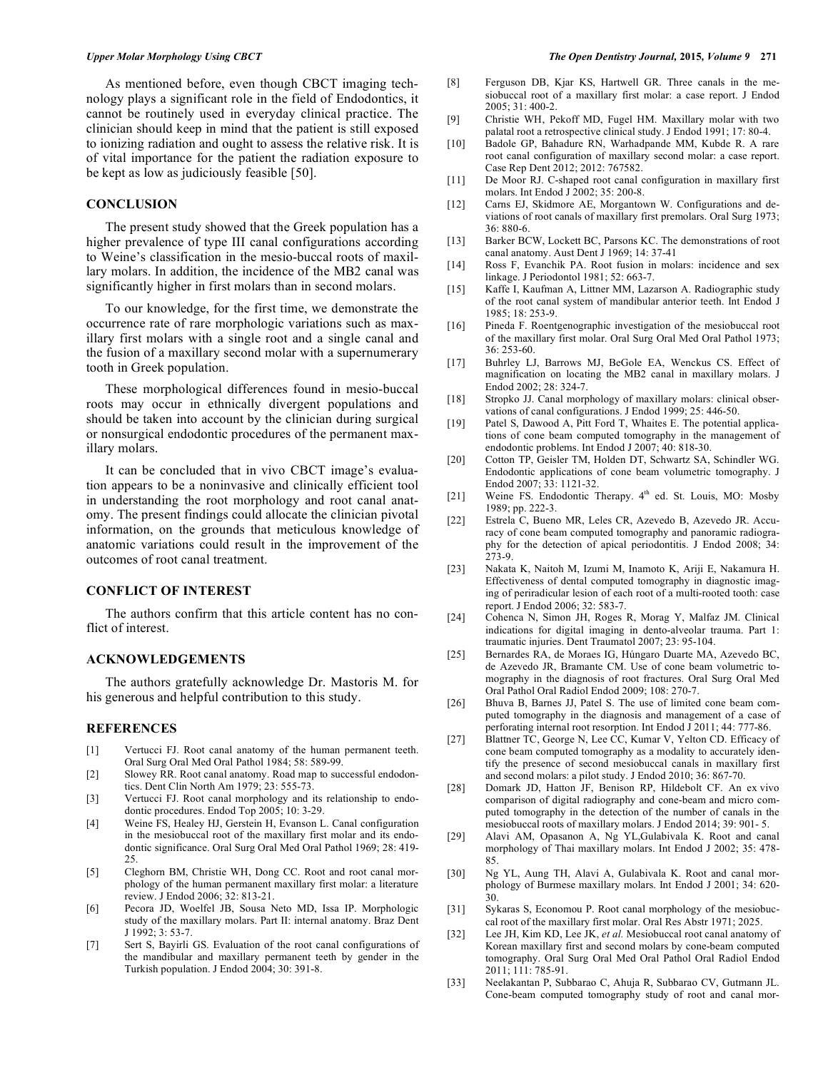As mentioned before, even though CBCT imaging technology plays a significant role in the field of Endodontics, it cannot be routinely used in everyday clinical practice. The clinician should keep in mind that the patient is still exposed to ionizing radiation and ought to assess the relative risk. It is of vital importance for the patient the radiation exposure to be kept as low as judiciously feasible [50].

## CONCLUSION

The present study showed that the Greek population has a higher prevalence of type III canal configurations according to Weine's classification in the mesio-buccal roots of maxillary molars. In addition, the incidence of the MB2 canal was significantly higher in first molars than in second molars.

To our knowledge, for the first time, we demonstrate the occurrence rate of rare morphologic variations such as maxillary first molars with a single root and a single canal and the fusion of a maxillary second molar with a supernumerary tooth in Greek population.

These morphological differences found in mesio-buccal roots may occur in ethnically divergent populations and should be taken into account by the clinician during surgical or nonsurgical endodontic procedures of the permanent maxillary molars.

It can be concluded that in vivo CBCT image's evaluation appears to be a noninvasive and clinically efficient tool in understanding the root morphology and root canal anatomy. The present findings could allocate the clinician pivotal information, on the grounds that meticulous knowledge of anatomic variations could result in the improvement of the outcomes of root canal treatment.

## CONFLICT OF INTEREST

The authors confirm that this article content has no conflict of interest.

## ACKNOWLEDGEMENTS

The authors gratefully acknowledge Dr. Mastoris M. for his generous and helpful contribution to this study.

## REFERENCES

[1] Vertucci FJ. Root canal anatomy of the human permanent teeth. Oral Surg Oral Med Oral Pathol 1984; 58: 589-99.

[2] Slowey RR. Root canal anatomy. Road map to successful endodontics. Dent Clin North Am 1979; 23: 555-73.

[3] Vertucci FJ. Root canal morphology and its relationship to endodontic procedures. Endod Top 2005; 10: 3-29.

[4] Weine FS, Healey HJ, Gerstein H, Evanson L. Canal configuration in the mesiobuccal root of the maxillary first molar and its endodontic significance. Oral Surg Oral Med Oral Pathol 1969; 28: 419-25.

[5] Cleghorn BM, Christie WH, Dong CC. Root and root canal morphology of the human permanent maxillary first molar: a literature review. J Endod 2006; 32: 813-21.

[6] Pecora JD, Woelfel JB, Sousa Neto MD, Issa IP. Morphologic study of the maxillary molars. Part II: internal anatomy. Braz Dent J 1992; 3: 53-7.

[7] Sert S, Bayirli GS. Evaluation of the root canal configurations of the mandibular and maxillary permanent teeth by gender in the Turkish population. J Endod 2004; 30: 391-8.

[8] Ferguson DB, Kjar KS, Hartwell GR. Three canals in the mesiobuccal root of a maxillary first molar: a case report. J Endod 2005; 31: 400-2.

[9] Christie WH, Pekoff MD, Fugel HM. Maxillary molar with two palatal root a retrospective clinical study. J Endod 1991; 17: 80-4.

[10] Badole GP, Bahadure RN, Warhadpande MM, Kubde R. A rare root canal configuration of maxillary second molar: a case report. Case Rep Dent 2012; 2012: 767582.

[11] De Moor RJ. C-shaped root canal configuration in maxillary first molars. Int Endod J 2002; 35: 200-8.

[12] Carns EJ, Skidmore AE, Morgantown W. Configurations and deviations of root canals of maxillary first premolars. Oral Surg 1973; 36: 880-6.

[13] Barker BCW, Lockett BC, Parsons KC. The demonstrations of root canal anatomy. Aust Dent J 1969; 14: 37-41

[14] Ross F, Evanchik PA. Root fusion in molars: incidence and sex linkage. J Periodontol 1981; 52: 663-7.

[15] Kaffe I, Kaufman A, Littner MM, Lazarson A. Radiographic study of the root canal system of mandibular anterior teeth. Int Endod J 1985; 18: 253-9.

[16] Pineda F. Roentgenographic investigation of the mesiobuccal root of the maxillary first molar. Oral Surg Oral Med Oral Pathol 1973; 36: 253-60.

[17] Buhrley LJ, Barrows MJ, BeGole EA, Wenckus CS. Effect of magnification on locating the MB2 canal in maxillary molars. J Endod 2002; 28: 324-7.

[18] Stropko JJ. Canal morphology of maxillary molars: clinical observations of canal configurations. J Endod 1999; 25: 446-50.

[19] Patel S, Dawood A, Pitt Ford T, Whaites E. The potential applications of cone beam computed tomography in the management of endodontic problems. Int Endod J 2007; 40: 818-30.

[20] Cotton TP, Geisler TM, Holden DT, Schwartz SA, Schindler WG. Endodontic applications of cone beam volumetric tomography. J Endod 2007; 33: 1121-32.

[21] Weine FS. Endodontic Therapy. 4th ed. St. Louis, MO: Mosby 1989; pp. 222-3.

[22] Estrela C, Bueno MR, Leles CR, Azevedo B, Azevedo JR. Accuracy of cone beam computed tomography and panoramic radiography for the detection of apical periodontitis. J Endod 2008; 34: 273-9.

[23] Nakata K, Naitoh M, Izumi M, Inamoto K, Ariji E, Nakamura H. Effectiveness of dental computed tomography in diagnostic imaging of periradicular lesion of each root of a multi-rooted tooth: case report. J Endod 2006; 32: 583-7.

[24] Cohenca N, Simon JH, Roges R, Morag Y, Malfaz JM. Clinical indications for digital imaging in dento-alveolar trauma. Part 1: traumatic injuries. Dent Traumatol 2007; 23: 95-104.

[25] Bernardes RA, de Moraes IG, Húngaro Duarte MA, Azevedo BC, de Azevedo JR, Bramante CM. Use of cone beam volumetric tomography in the diagnosis of root fractures. Oral Surg Oral Med Oral Pathol Oral Radiol Endod 2009; 108: 270-7.

[26] Bhuva B, Barnes JJ, Patel S. The use of limited cone beam computed tomography in the diagnosis and management of a case of perforating internal root resorption. Int Endod J 2011; 44: 777-86.

[27] Blattner TC, George N, Lee CC, Kumar V, Yelton CD. Efficacy of cone beam computed tomography as a modality to accurately identify the presence of second mesiobuccal canals in maxillary first and second molars: a pilot study. J Endod 2010; 36: 867-70.

[28] Domark JD, Hatton JF, Benison RP, Hildebolt CF. An ex vivo comparison of digital radiography and cone-beam and micro computed tomography in the detection of the number of canals in the mesiobuccal roots of maxillary molars. J Endod 2014; 39: 901- 5.

[29] Alavi AM, Opasanon A, Ng YL,Gulabivala K. Root and canal morphology of Thai maxillary molars. Int Endod J 2002; 35: 478-85.

[30] Ng YL, Aung TH, Alavi A, Gulabivala K. Root and canal morphology of Burmese maxillary molars. Int Endod J 2001; 34: 620-30.

[31] Sykaras S, Economou P. Root canal morphology of the mesiobuccal root of the maxillary first molar. Oral Res Abstr 1971; 2025.

[32] Lee JH, Kim KD, Lee JK, *et al.* Mesiobuccal root canal anatomy of Korean maxillary first and second molars by cone-beam computed tomography. Oral Surg Oral Med Oral Pathol Oral Radiol Endod 2011; 111: 785-91.

[33] Neelakantan P, Subbarao C, Ahuja R, Subbarao CV, Gutmann JL. Cone-beam computed tomography study of root and canal mor-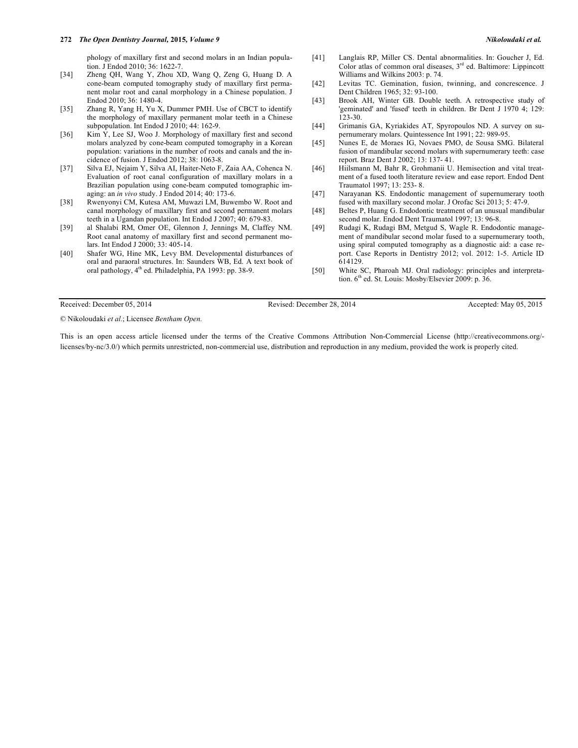phology of maxillary first and second molars in an Indian population. J Endod 2010; 36: 1622-7.

[34] Zheng QH, Wang Y, Zhou XD, Wang Q, Zeng G, Huang D. A cone-beam computed tomography study of maxillary first permanent molar root and canal morphology in a Chinese population. J Endod 2010; 36: 1480-4.

[35] Zhang R, Yang H, Yu X, Dummer PMH. Use of CBCT to identify the morphology of maxillary permanent molar teeth in a Chinese subpopulation. Int Endod J 2010; 44: 162-9.

[36] Kim Y, Lee SJ, Woo J. Morphology of maxillary first and second molars analyzed by cone-beam computed tomography in a Korean population: variations in the number of roots and canals and the incidence of fusion. J Endod 2012; 38: 1063-8.

[37] Silva EJ, Nejaim Y, Silva AI, Haiter-Neto F, Zaia AA, Cohenca N. Evaluation of root canal configuration of maxillary molars in a Brazilian population using cone-beam computed tomographic imaging: an *in vivo* study. J Endod 2014; 40: 173-6.

[38] Rwenyonyi CM, Kutesa AM, Muwazi LM, Buwembo W. Root and canal morphology of maxillary first and second permanent molars teeth in a Ugandan population. Int Endod J 2007; 40: 679-83.

[39] al Shalabi RM, Omer OE, Glennon J, Jennings M, Claffey NM. Root canal anatomy of maxillary first and second permanent molars. Int Endod J 2000; 33: 405-14.

[40] Shafer WG, Hine MK, Levy BM. Developmental disturbances of oral and paraoral structures. In: Saunders WB, Ed. A text book of oral pathology, 4th ed. Philadelphia, PA 1993: pp. 38-9.

[41] Langlais RP, Miller CS. Dental abnormalities. In: Goucher J, Ed. Color atlas of common oral diseases, 3rd ed. Baltimore: Lippincott Williams and Wilkins 2003: p. 74.

[42] Levitas TC. Gemination, fusion, twinning, and concrescence. J Dent Children 1965; 32: 93-100.

[43] Brook AH, Winter GB. Double teeth. A retrospective study of 'geminated' and 'fused' teeth in children. Br Dent J 1970 4; 129: 123-30.

[44] Grimanis GA, Kyriakides AT, Spyropoulos ND. A survey on supernumerary molars. Quintessence Int 1991; 22: 989-95.

[45] Nunes E, de Moraes IG, Novaes PMO, de Sousa SMG. Bilateral fusion of mandibular second molars with supernumerary teeth: case report. Braz Dent J 2002; 13: 137- 41.

[46] Hiilsmann M, Bahr R, Grohmanii U. Hemisection and vital treatment of a fused tooth literature review and ease report. Endod Dent Traumatol 1997; 13: 253- 8.

[47] Narayanan KS. Endodontic management of supernumerary tooth fused with maxillary second molar. J Orofac Sci 2013; 5: 47-9.

[48] Beltes P, Huang G. Endodontic treatment of an unusual mandibular second molar. Endod Dent Traumatol 1997; 13: 96-8.

[49] Rudagi K, Rudagi BM, Metgud S, Wagle R. Endodontic management of mandibular second molar fused to a supernumerary tooth, using spiral computed tomography as a diagnostic aid: a case report. Case Reports in Dentistry 2012; vol. 2012: 1-5. Article ID 614129.

[50] White SC, Pharoah MJ. Oral radiology: principles and interpretation. 6th ed. St. Louis: Mosby/Elsevier 2009: p. 36.

Received: December 05, 2014 Revised: December 28, 2014 Accepted: May 05, 2015

© Nikoloudaki *et al.*; Licensee *Bentham Open.*

This is an open access article licensed under the terms of the Creative Commons Attribution Non-Commercial License (http://creativecommons.org/-licenses/by-nc/3.0/) which permits unrestricted, non-commercial use, distribution and reproduction in any medium, provided the work is properly cited.